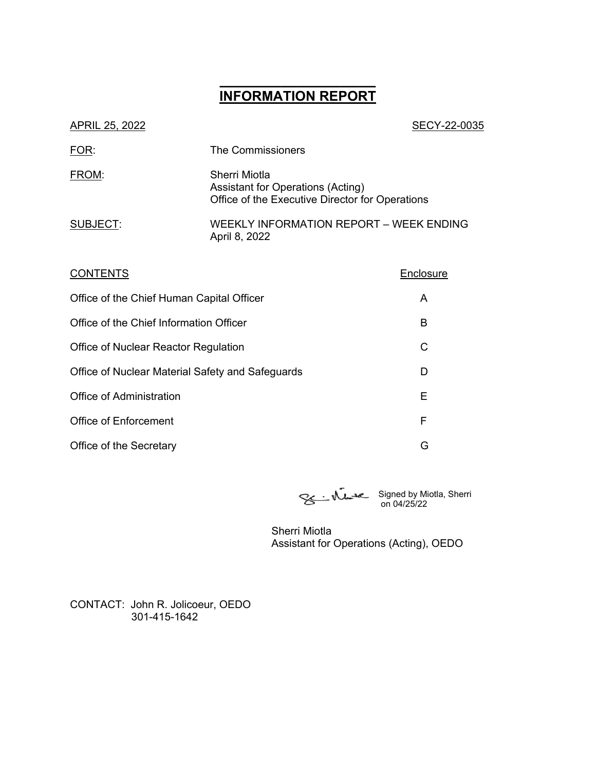# INFORMATION REPORT

APRIL 25, 2022 SECY-22-0035

FOR: The Commissioners

FROM: Sherri Miotla
Assistant for Operations (Acting)
Office of the Executive Director for Operations

SUBJECT: WEEKLY INFORMATION REPORT – WEEK ENDING April 8, 2022

| CONTENTS | Enclosure |
| --- | --- |
| Office of the Chief Human Capital Officer | A |
| Office of the Chief Information Officer | B |
| Office of Nuclear Reactor Regulation | C |
| Office of Nuclear Material Safety and Safeguards | D |
| Office of Administration | E |
| Office of Enforcement | F |
| Office of the Secretary | G |

Signed by Miotla, Sherri on 04/25/22

Sherri Miotla
Assistant for Operations (Acting), OEDO

CONTACT: John R. Jolicoeur, OEDO
301-415-1642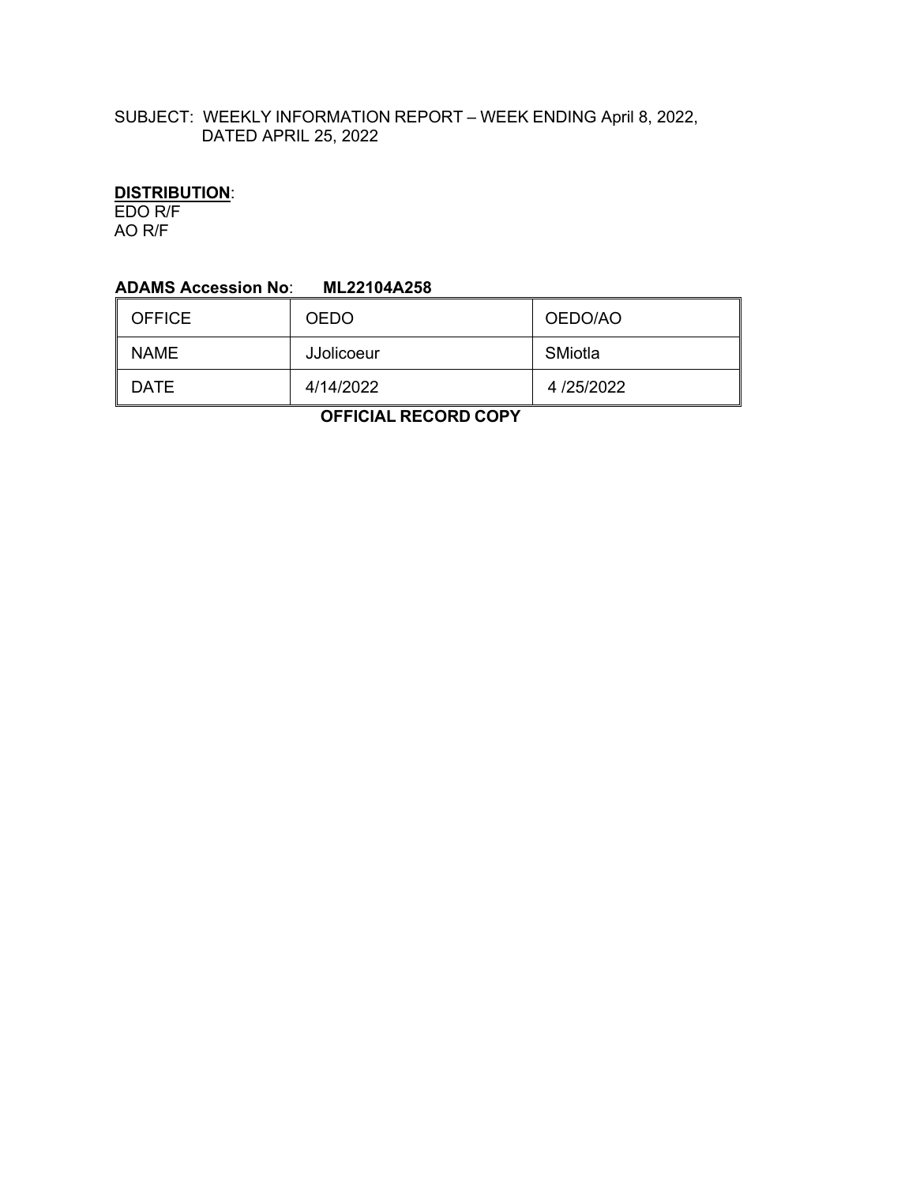SUBJECT: WEEKLY INFORMATION REPORT – WEEK ENDING April 8, 2022, DATED APRIL 25, 2022

**DISTRIBUTION**:
EDO R/F
AO R/F

**ADAMS Accession No**: **ML22104A258**

| OFFICE | OEDO | OEDO/AO |
|---|---|---|
| NAME | JJolicoeur | SMiotla |
| DATE | 4/14/2022 | 4 /25/2022 |

**OFFICIAL RECORD COPY**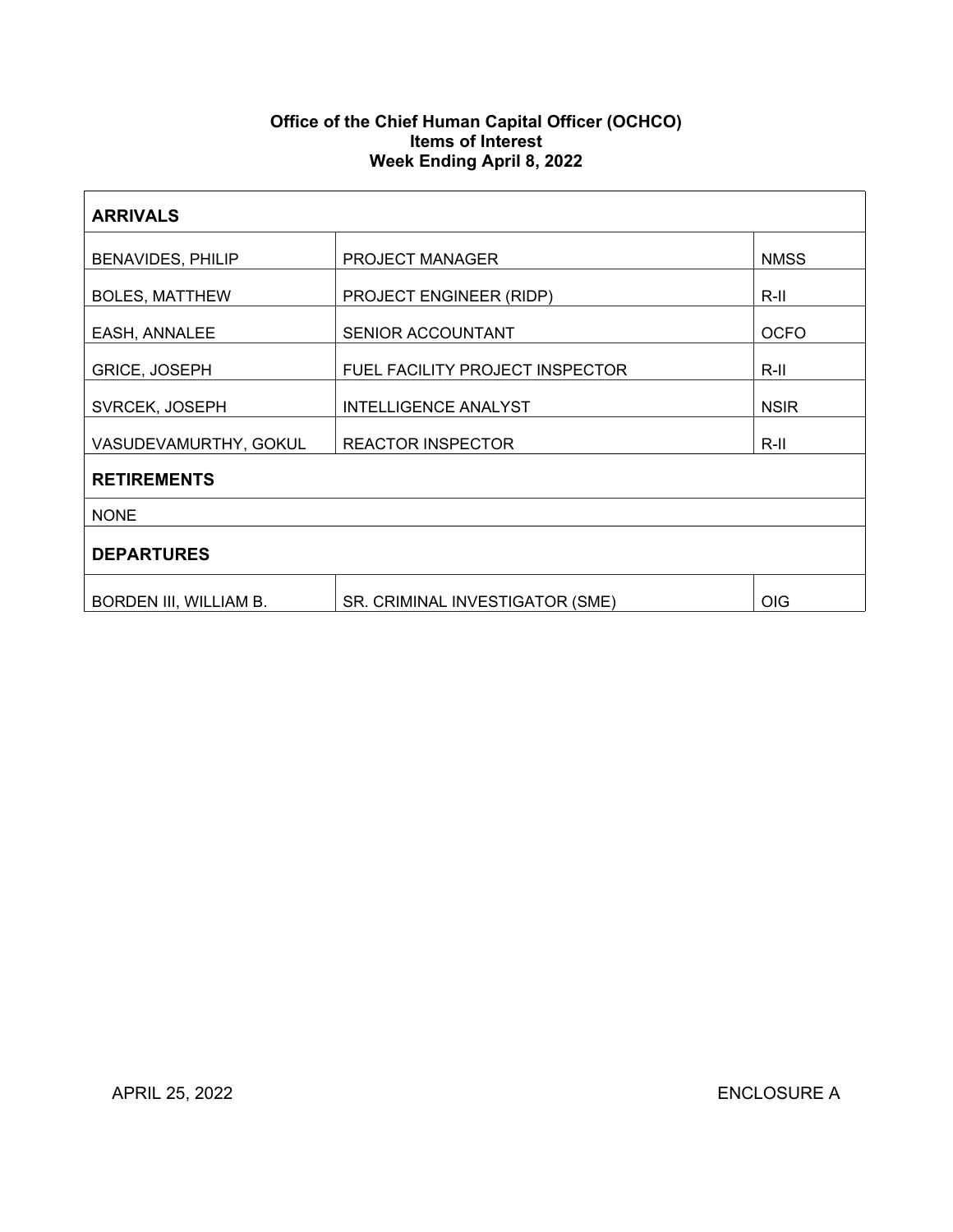**Office of the Chief Human Capital Officer (OCHCO)**
**Items of Interest**
**Week Ending April 8, 2022**

| **ARRIVALS** | | |
|---|---|---|
| BENAVIDES, PHILIP | PROJECT MANAGER | NMSS |
| BOLES, MATTHEW | PROJECT ENGINEER (RIDP) | R-II |
| EASH, ANNALEE | SENIOR ACCOUNTANT | OCFO |
| GRICE, JOSEPH | FUEL FACILITY PROJECT INSPECTOR | R-II |
| SVRCEK, JOSEPH | INTELLIGENCE ANALYST | NSIR |
| VASUDEVAMURTHY, GOKUL | REACTOR INSPECTOR | R-II |
| **RETIREMENTS** | | |
| NONE | | |
| **DEPARTURES** | | |
| BORDEN III, WILLIAM B. | SR. CRIMINAL INVESTIGATOR (SME) | OIG |

APRIL 25, 2022 ENCLOSURE A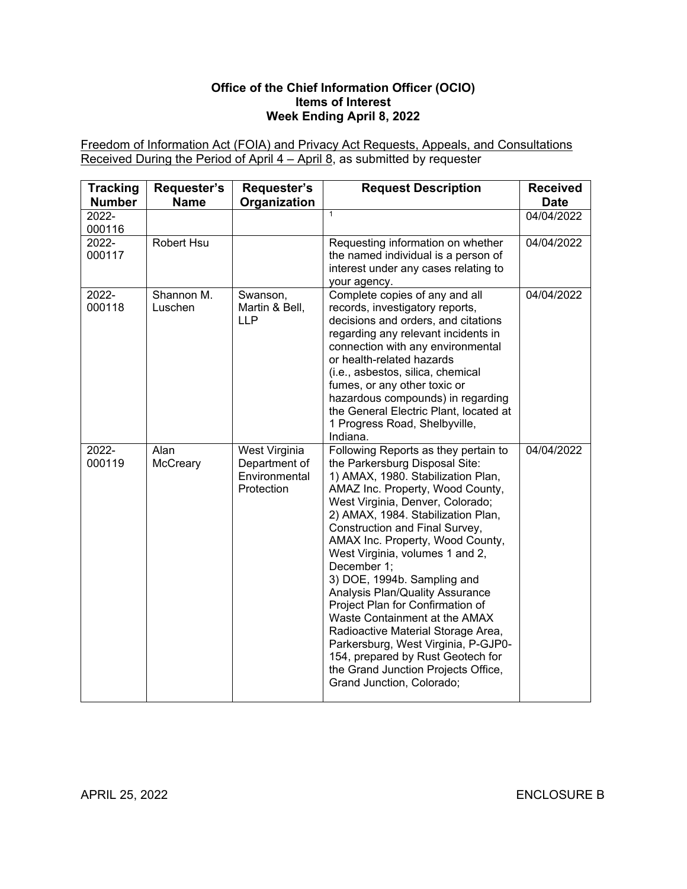**Office of the Chief Information Officer (OCIO)**
**Items of Interest**
**Week Ending April 8, 2022**

Freedom of Information Act (FOIA) and Privacy Act Requests, Appeals, and Consultations Received During the Period of April 4 – April 8, as submitted by requester

| Tracking Number | Requester's Name | Requester's Organization | Request Description | Received Date |
|---|---|---|---|---|
| 2022-000116 | | | [1] | 04/04/2022 |
| 2022-000117 | Robert Hsu | | Requesting information on whether the named individual is a person of interest under any cases relating to your agency. | 04/04/2022 |
| 2022-000118 | Shannon M. Luschen | Swanson, Martin & Bell, LLP | Complete copies of any and all records, investigatory reports, decisions and orders, and citations regarding any relevant incidents in connection with any environmental or health-related hazards (i.e., asbestos, silica, chemical fumes, or any other toxic or hazardous compounds) in regarding the General Electric Plant, located at 1 Progress Road, Shelbyville, Indiana. | 04/04/2022 |
| 2022-000119 | Alan McCreary | West Virginia Department of Environmental Protection | Following Reports as they pertain to the Parkersburg Disposal Site: 1) AMAX, 1980. Stabilization Plan, AMAZ Inc. Property, Wood County, West Virginia, Denver, Colorado; 2) AMAX, 1984. Stabilization Plan, Construction and Final Survey, AMAX Inc. Property, Wood County, West Virginia, volumes 1 and 2, December 1; 3) DOE, 1994b. Sampling and Analysis Plan/Quality Assurance Project Plan for Confirmation of Waste Containment at the AMAX Radioactive Material Storage Area, Parkersburg, West Virginia, P-GJP0-154, prepared by Rust Geotech for the Grand Junction Projects Office, Grand Junction, Colorado; | 04/04/2022 |

APRIL 25, 2022 ENCLOSURE B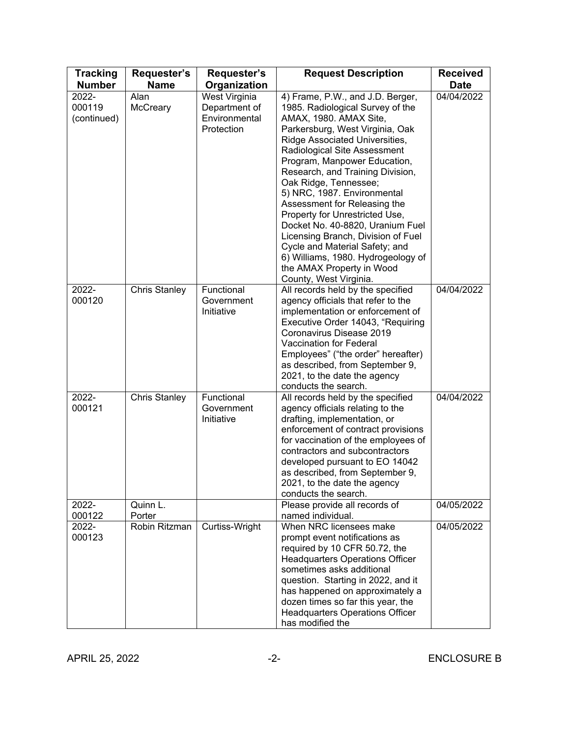| Tracking Number | Requester's Name | Requester's Organization | Request Description | Received Date |
|---|---|---|---|---|
| 2022-000119 (continued) | Alan McCreary | West Virginia Department of Environmental Protection | 4) Frame, P.W., and J.D. Berger, 1985. Radiological Survey of the AMAX, 1980. AMAX Site, Parkersburg, West Virginia, Oak Ridge Associated Universities, Radiological Site Assessment Program, Manpower Education, Research, and Training Division, Oak Ridge, Tennessee; 5) NRC, 1987. Environmental Assessment for Releasing the Property for Unrestricted Use, Docket No. 40-8820, Uranium Fuel Licensing Branch, Division of Fuel Cycle and Material Safety; and 6) Williams, 1980. Hydrogeology of the AMAX Property in Wood County, West Virginia. | 04/04/2022 |
| 2022-000120 | Chris Stanley | Functional Government Initiative | All records held by the specified agency officials that refer to the implementation or enforcement of Executive Order 14043, "Requiring Coronavirus Disease 2019 Vaccination for Federal Employees" ("the order" hereafter) as described, from September 9, 2021, to the date the agency conducts the search. | 04/04/2022 |
| 2022-000121 | Chris Stanley | Functional Government Initiative | All records held by the specified agency officials relating to the drafting, implementation, or enforcement of contract provisions for vaccination of the employees of contractors and subcontractors developed pursuant to EO 14042 as described, from September 9, 2021, to the date the agency conducts the search. | 04/04/2022 |
| 2022-000122 | Quinn L. Porter | | Please provide all records of named individual. | 04/05/2022 |
| 2022-000123 | Robin Ritzman | Curtiss-Wright | When NRC licensees make prompt event notifications as required by 10 CFR 50.72, the Headquarters Operations Officer sometimes asks additional question. Starting in 2022, and it has happened on approximately a dozen times so far this year, the Headquarters Operations Officer has modified the | 04/05/2022 |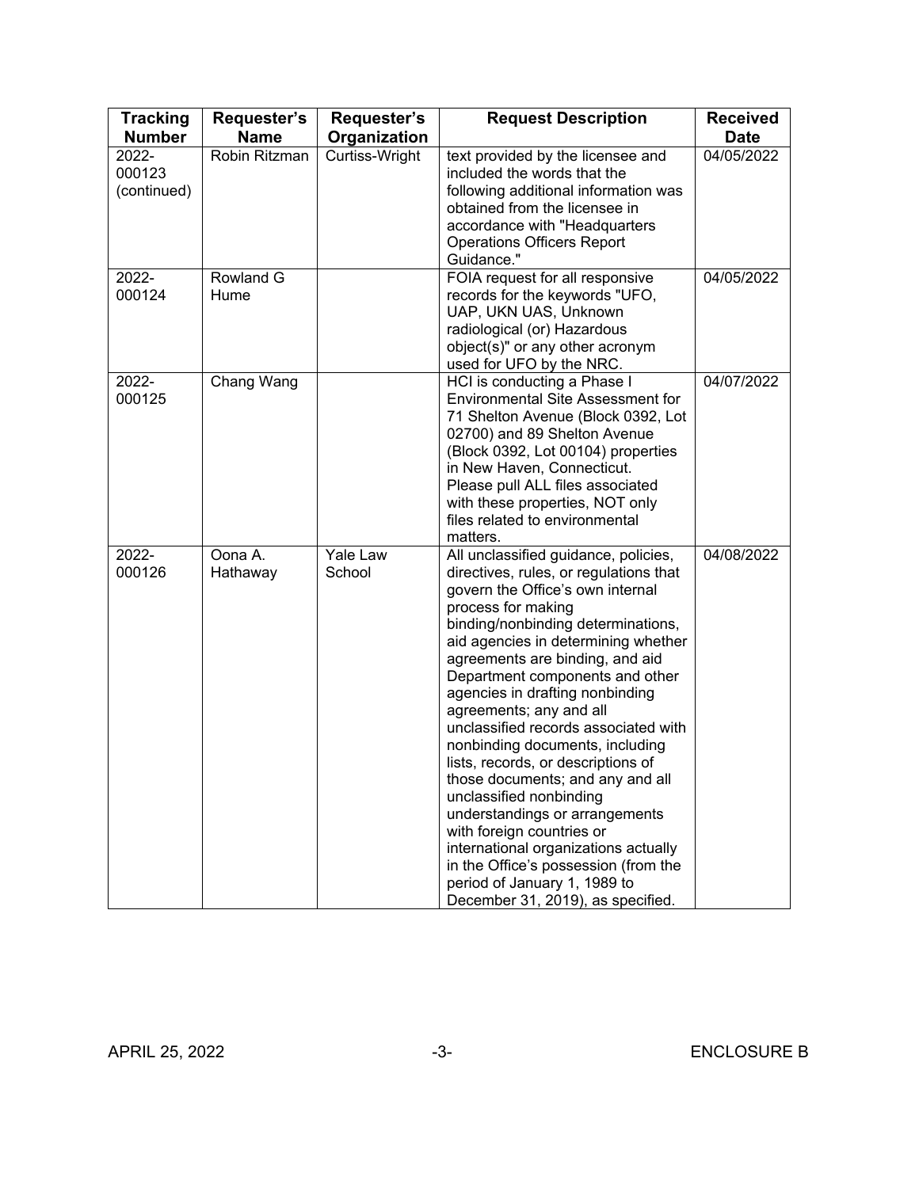| Tracking Number | Requester's Name | Requester's Organization | Request Description | Received Date |
|---|---|---|---|---|
| 2022-000123 (continued) | Robin Ritzman | Curtiss-Wright | text provided by the licensee and included the words that the following additional information was obtained from the licensee in accordance with "Headquarters Operations Officers Report Guidance." | 04/05/2022 |
| 2022-000124 | Rowland G Hume | | FOIA request for all responsive records for the keywords "UFO, UAP, UKN UAS, Unknown radiological (or) Hazardous object(s)" or any other acronym used for UFO by the NRC. | 04/05/2022 |
| 2022-000125 | Chang Wang | | HCI is conducting a Phase I Environmental Site Assessment for 71 Shelton Avenue (Block 0392, Lot 02700) and 89 Shelton Avenue (Block 0392, Lot 00104) properties in New Haven, Connecticut. Please pull ALL files associated with these properties, NOT only files related to environmental matters. | 04/07/2022 |
| 2022-000126 | Oona A. Hathaway | Yale Law School | All unclassified guidance, policies, directives, rules, or regulations that govern the Office's own internal process for making binding/nonbinding determinations, aid agencies in determining whether agreements are binding, and aid Department components and other agencies in drafting nonbinding agreements; any and all unclassified records associated with nonbinding documents, including lists, records, or descriptions of those documents; and any and all unclassified nonbinding understandings or arrangements with foreign countries or international organizations actually in the Office's possession (from the period of January 1, 1989 to December 31, 2019), as specified. | 04/08/2022 |

APRIL 25, 2022 ENCLOSURE B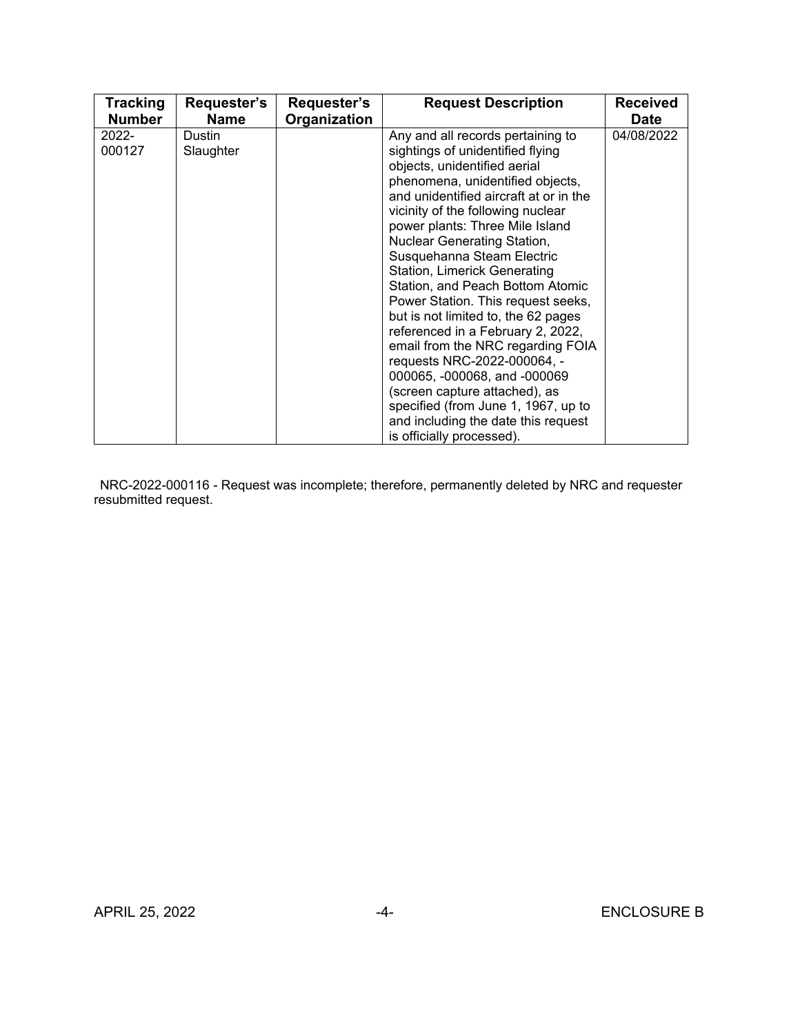| Tracking Number | Requester's Name | Requester's Organization | Request Description | Received Date |
|---|---|---|---|---|
| 2022-000127 | Dustin Slaughter | | Any and all records pertaining to sightings of unidentified flying objects, unidentified aerial phenomena, unidentified objects, and unidentified aircraft at or in the vicinity of the following nuclear power plants: Three Mile Island Nuclear Generating Station, Susquehanna Steam Electric Station, Limerick Generating Station, and Peach Bottom Atomic Power Station. This request seeks, but is not limited to, the 62 pages referenced in a February 2, 2022, email from the NRC regarding FOIA requests NRC-2022-000064, -000065, -000068, and -000069 (screen capture attached), as specified (from June 1, 1967, up to and including the date this request is officially processed). | 04/08/2022 |

NRC-2022-000116 - Request was incomplete; therefore, permanently deleted by NRC and requester resubmitted request.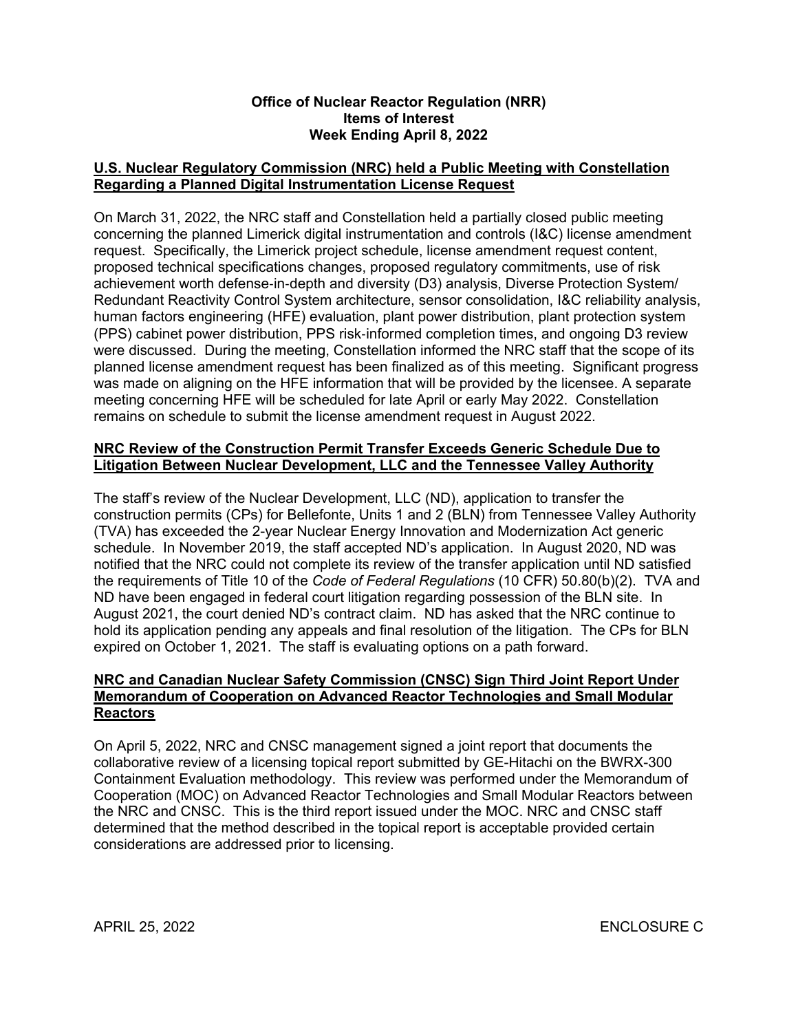# Office of Nuclear Reactor Regulation (NRR)
# Items of Interest
# Week Ending April 8, 2022

## U.S. Nuclear Regulatory Commission (NRC) held a Public Meeting with Constellation Regarding a Planned Digital Instrumentation License Request

On March 31, 2022, the NRC staff and Constellation held a partially closed public meeting concerning the planned Limerick digital instrumentation and controls (I&C) license amendment request. Specifically, the Limerick project schedule, license amendment request content, proposed technical specifications changes, proposed regulatory commitments, use of risk achievement worth defense-in-depth and diversity (D3) analysis, Diverse Protection System/ Redundant Reactivity Control System architecture, sensor consolidation, I&C reliability analysis, human factors engineering (HFE) evaluation, plant power distribution, plant protection system (PPS) cabinet power distribution, PPS risk-informed completion times, and ongoing D3 review were discussed. During the meeting, Constellation informed the NRC staff that the scope of its planned license amendment request has been finalized as of this meeting. Significant progress was made on aligning on the HFE information that will be provided by the licensee. A separate meeting concerning HFE will be scheduled for late April or early May 2022. Constellation remains on schedule to submit the license amendment request in August 2022.

## NRC Review of the Construction Permit Transfer Exceeds Generic Schedule Due to Litigation Between Nuclear Development, LLC and the Tennessee Valley Authority

The staff's review of the Nuclear Development, LLC (ND), application to transfer the construction permits (CPs) for Bellefonte, Units 1 and 2 (BLN) from Tennessee Valley Authority (TVA) has exceeded the 2-year Nuclear Energy Innovation and Modernization Act generic schedule. In November 2019, the staff accepted ND's application. In August 2020, ND was notified that the NRC could not complete its review of the transfer application until ND satisfied the requirements of Title 10 of the *Code of Federal Regulations* (10 CFR) 50.80(b)(2). TVA and ND have been engaged in federal court litigation regarding possession of the BLN site. In August 2021, the court denied ND's contract claim. ND has asked that the NRC continue to hold its application pending any appeals and final resolution of the litigation. The CPs for BLN expired on October 1, 2021. The staff is evaluating options on a path forward.

## NRC and Canadian Nuclear Safety Commission (CNSC) Sign Third Joint Report Under Memorandum of Cooperation on Advanced Reactor Technologies and Small Modular Reactors

On April 5, 2022, NRC and CNSC management signed a joint report that documents the collaborative review of a licensing topical report submitted by GE-Hitachi on the BWRX-300 Containment Evaluation methodology. This review was performed under the Memorandum of Cooperation (MOC) on Advanced Reactor Technologies and Small Modular Reactors between the NRC and CNSC. This is the third report issued under the MOC. NRC and CNSC staff determined that the method described in the topical report is acceptable provided certain considerations are addressed prior to licensing.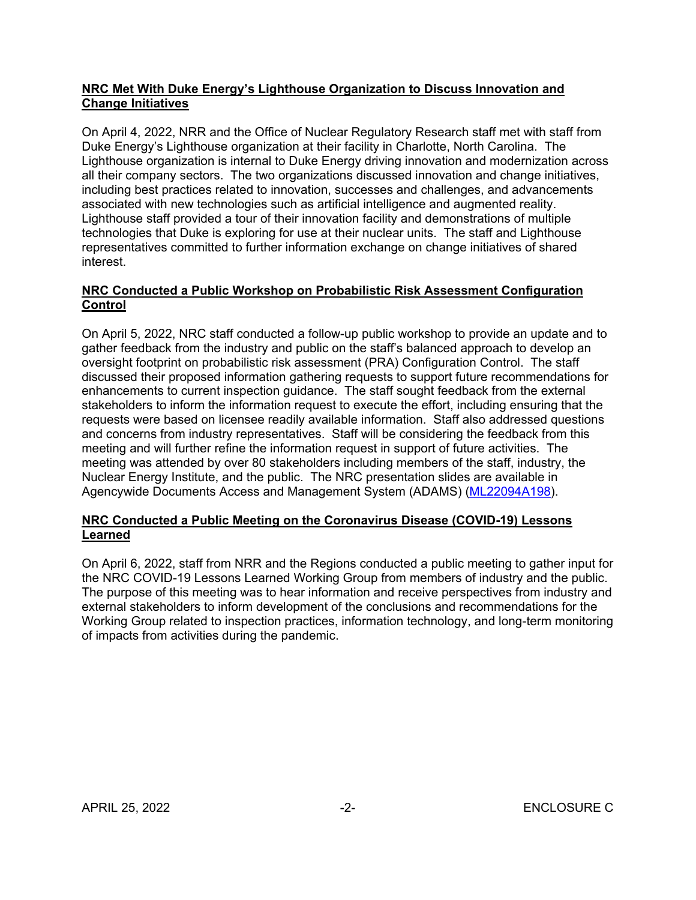**NRC Met With Duke Energy's Lighthouse Organization to Discuss Innovation and Change Initiatives**

On April 4, 2022, NRR and the Office of Nuclear Regulatory Research staff met with staff from Duke Energy's Lighthouse organization at their facility in Charlotte, North Carolina. The Lighthouse organization is internal to Duke Energy driving innovation and modernization across all their company sectors. The two organizations discussed innovation and change initiatives, including best practices related to innovation, successes and challenges, and advancements associated with new technologies such as artificial intelligence and augmented reality. Lighthouse staff provided a tour of their innovation facility and demonstrations of multiple technologies that Duke is exploring for use at their nuclear units. The staff and Lighthouse representatives committed to further information exchange on change initiatives of shared interest.

**NRC Conducted a Public Workshop on Probabilistic Risk Assessment Configuration Control**

On April 5, 2022, NRC staff conducted a follow-up public workshop to provide an update and to gather feedback from the industry and public on the staff's balanced approach to develop an oversight footprint on probabilistic risk assessment (PRA) Configuration Control. The staff discussed their proposed information gathering requests to support future recommendations for enhancements to current inspection guidance. The staff sought feedback from the external stakeholders to inform the information request to execute the effort, including ensuring that the requests were based on licensee readily available information. Staff also addressed questions and concerns from industry representatives. Staff will be considering the feedback from this meeting and will further refine the information request in support of future activities. The meeting was attended by over 80 stakeholders including members of the staff, industry, the Nuclear Energy Institute, and the public. The NRC presentation slides are available in Agencywide Documents Access and Management System (ADAMS) (ML22094A198).

**NRC Conducted a Public Meeting on the Coronavirus Disease (COVID-19) Lessons Learned**

On April 6, 2022, staff from NRR and the Regions conducted a public meeting to gather input for the NRC COVID-19 Lessons Learned Working Group from members of industry and the public. The purpose of this meeting was to hear information and receive perspectives from industry and external stakeholders to inform development of the conclusions and recommendations for the Working Group related to inspection practices, information technology, and long-term monitoring of impacts from activities during the pandemic.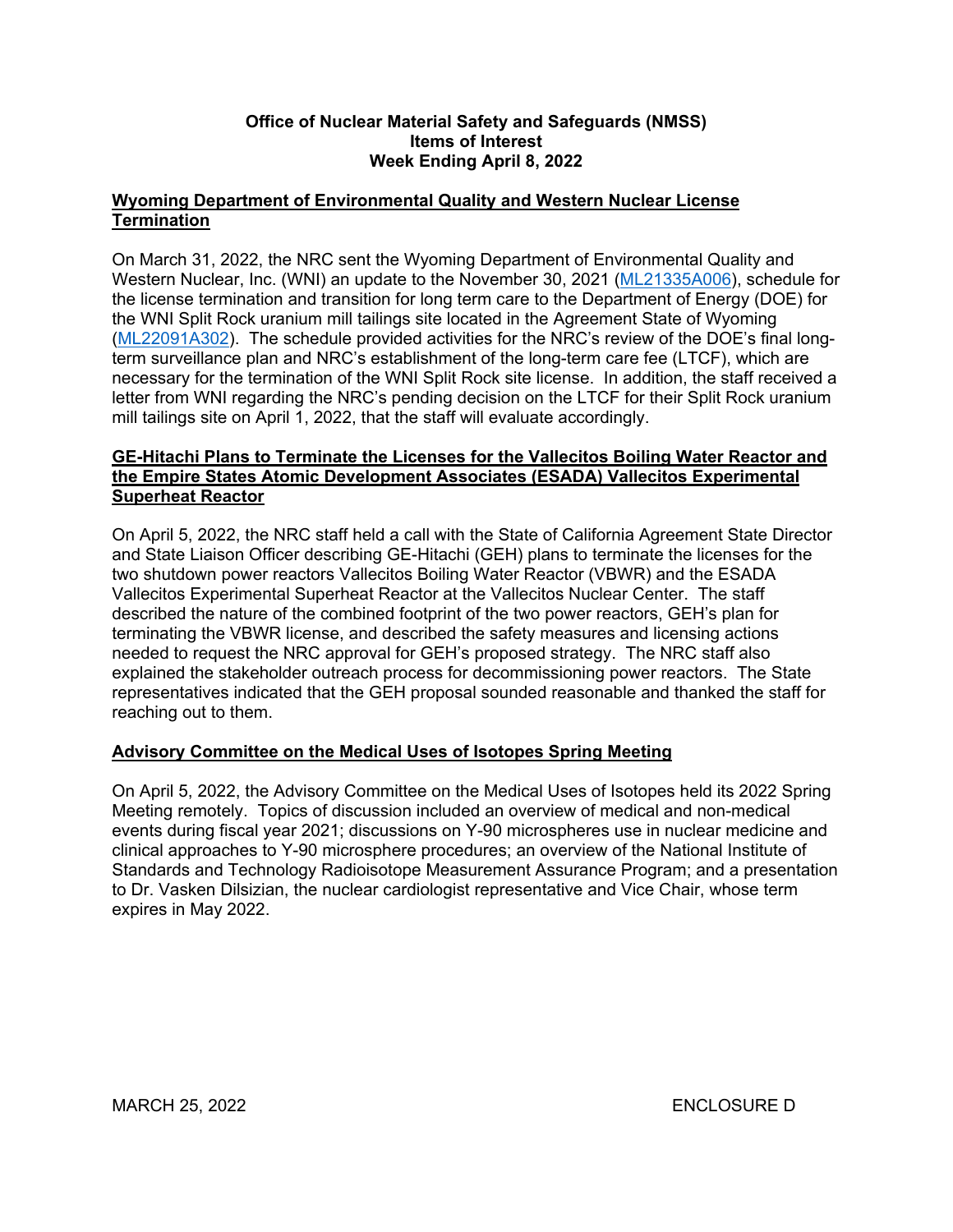**Office of Nuclear Material Safety and Safeguards (NMSS)**
**Items of Interest**
**Week Ending April 8, 2022**

## Wyoming Department of Environmental Quality and Western Nuclear License Termination

On March 31, 2022, the NRC sent the Wyoming Department of Environmental Quality and Western Nuclear, Inc. (WNI) an update to the November 30, 2021 (ML21335A006), schedule for the license termination and transition for long term care to the Department of Energy (DOE) for the WNI Split Rock uranium mill tailings site located in the Agreement State of Wyoming (ML22091A302). The schedule provided activities for the NRC's review of the DOE's final long-term surveillance plan and NRC's establishment of the long-term care fee (LTCF), which are necessary for the termination of the WNI Split Rock site license. In addition, the staff received a letter from WNI regarding the NRC's pending decision on the LTCF for their Split Rock uranium mill tailings site on April 1, 2022, that the staff will evaluate accordingly.

## GE-Hitachi Plans to Terminate the Licenses for the Vallecitos Boiling Water Reactor and the Empire States Atomic Development Associates (ESADA) Vallecitos Experimental Superheat Reactor

On April 5, 2022, the NRC staff held a call with the State of California Agreement State Director and State Liaison Officer describing GE-Hitachi (GEH) plans to terminate the licenses for the two shutdown power reactors Vallecitos Boiling Water Reactor (VBWR) and the ESADA Vallecitos Experimental Superheat Reactor at the Vallecitos Nuclear Center. The staff described the nature of the combined footprint of the two power reactors, GEH's plan for terminating the VBWR license, and described the safety measures and licensing actions needed to request the NRC approval for GEH's proposed strategy. The NRC staff also explained the stakeholder outreach process for decommissioning power reactors. The State representatives indicated that the GEH proposal sounded reasonable and thanked the staff for reaching out to them.

## Advisory Committee on the Medical Uses of Isotopes Spring Meeting

On April 5, 2022, the Advisory Committee on the Medical Uses of Isotopes held its 2022 Spring Meeting remotely. Topics of discussion included an overview of medical and non-medical events during fiscal year 2021; discussions on Y-90 microspheres use in nuclear medicine and clinical approaches to Y-90 microsphere procedures; an overview of the National Institute of Standards and Technology Radioisotope Measurement Assurance Program; and a presentation to Dr. Vasken Dilsizian, the nuclear cardiologist representative and Vice Chair, whose term expires in May 2022.

MARCH 25, 2022 ENCLOSURE D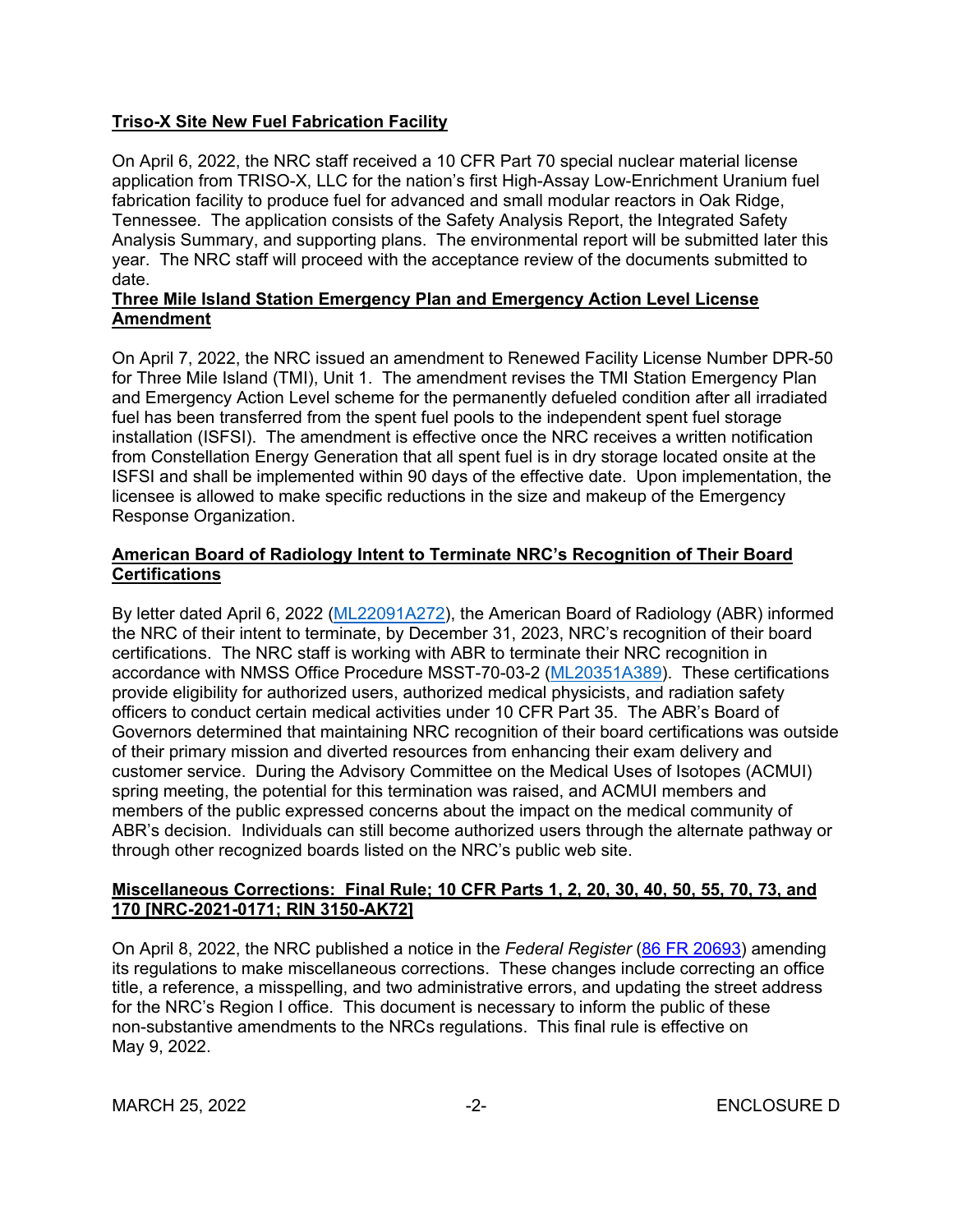**Triso-X Site New Fuel Fabrication Facility**

On April 6, 2022, the NRC staff received a 10 CFR Part 70 special nuclear material license application from TRISO-X, LLC for the nation's first High-Assay Low-Enrichment Uranium fuel fabrication facility to produce fuel for advanced and small modular reactors in Oak Ridge, Tennessee. The application consists of the Safety Analysis Report, the Integrated Safety Analysis Summary, and supporting plans. The environmental report will be submitted later this year. The NRC staff will proceed with the acceptance review of the documents submitted to date.

**Three Mile Island Station Emergency Plan and Emergency Action Level License Amendment**

On April 7, 2022, the NRC issued an amendment to Renewed Facility License Number DPR-50 for Three Mile Island (TMI), Unit 1. The amendment revises the TMI Station Emergency Plan and Emergency Action Level scheme for the permanently defueled condition after all irradiated fuel has been transferred from the spent fuel pools to the independent spent fuel storage installation (ISFSI). The amendment is effective once the NRC receives a written notification from Constellation Energy Generation that all spent fuel is in dry storage located onsite at the ISFSI and shall be implemented within 90 days of the effective date. Upon implementation, the licensee is allowed to make specific reductions in the size and makeup of the Emergency Response Organization.

**American Board of Radiology Intent to Terminate NRC's Recognition of Their Board Certifications**

By letter dated April 6, 2022 (ML22091A272), the American Board of Radiology (ABR) informed the NRC of their intent to terminate, by December 31, 2023, NRC's recognition of their board certifications. The NRC staff is working with ABR to terminate their NRC recognition in accordance with NMSS Office Procedure MSST-70-03-2 (ML20351A389). These certifications provide eligibility for authorized users, authorized medical physicists, and radiation safety officers to conduct certain medical activities under 10 CFR Part 35. The ABR's Board of Governors determined that maintaining NRC recognition of their board certifications was outside of their primary mission and diverted resources from enhancing their exam delivery and customer service. During the Advisory Committee on the Medical Uses of Isotopes (ACMUI) spring meeting, the potential for this termination was raised, and ACMUI members and members of the public expressed concerns about the impact on the medical community of ABR's decision. Individuals can still become authorized users through the alternate pathway or through other recognized boards listed on the NRC's public web site.

**Miscellaneous Corrections: Final Rule; 10 CFR Parts 1, 2, 20, 30, 40, 50, 55, 70, 73, and 170 [NRC-2021-0171; RIN 3150-AK72]**

On April 8, 2022, the NRC published a notice in the *Federal Register* (86 FR 20693) amending its regulations to make miscellaneous corrections. These changes include correcting an office title, a reference, a misspelling, and two administrative errors, and updating the street address for the NRC's Region I office. This document is necessary to inform the public of these non-substantive amendments to the NRCs regulations. This final rule is effective on May 9, 2022.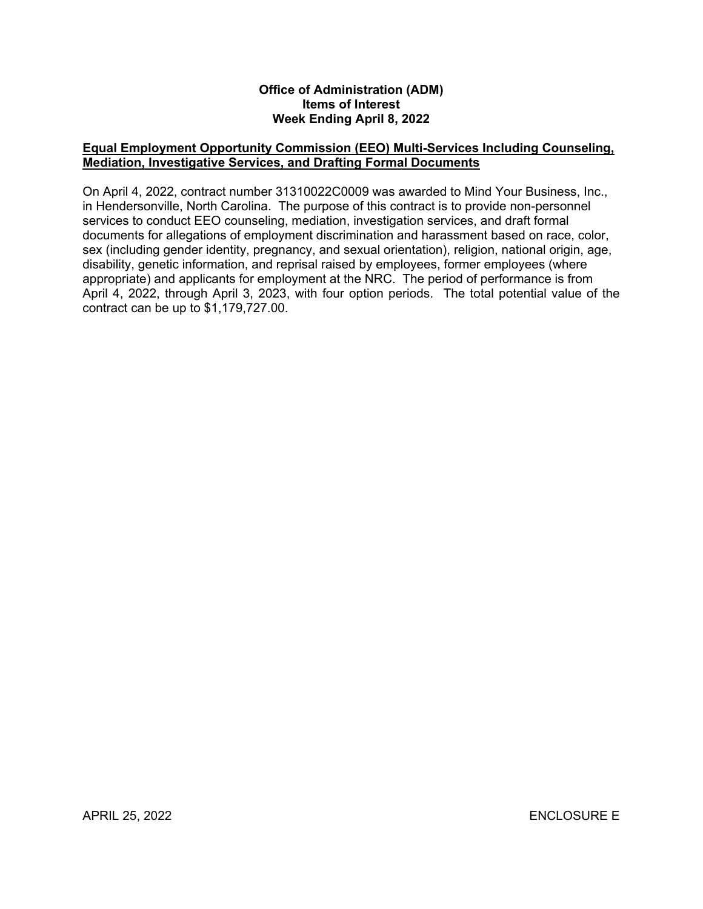**Office of Administration (ADM)**
**Items of Interest**
**Week Ending April 8, 2022**

**Equal Employment Opportunity Commission (EEO) Multi-Services Including Counseling, Mediation, Investigative Services, and Drafting Formal Documents**

On April 4, 2022, contract number 31310022C0009 was awarded to Mind Your Business, Inc., in Hendersonville, North Carolina. The purpose of this contract is to provide non-personnel services to conduct EEO counseling, mediation, investigation services, and draft formal documents for allegations of employment discrimination and harassment based on race, color, sex (including gender identity, pregnancy, and sexual orientation), religion, national origin, age, disability, genetic information, and reprisal raised by employees, former employees (where appropriate) and applicants for employment at the NRC. The period of performance is from April 4, 2022, through April 3, 2023, with four option periods. The total potential value of the contract can be up to $1,179,727.00.

APRIL 25, 2022 ENCLOSURE E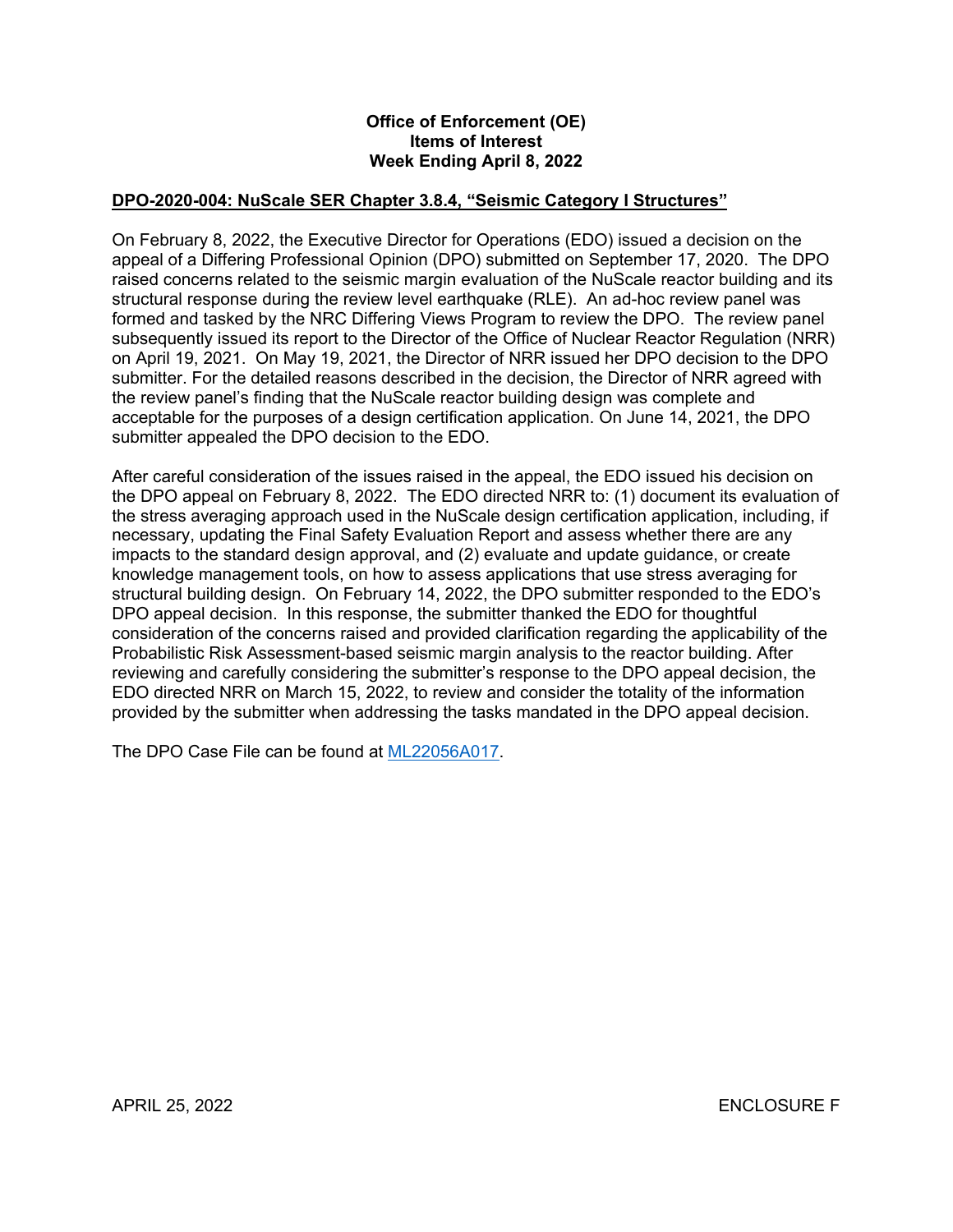**Office of Enforcement (OE)**
**Items of Interest**
**Week Ending April 8, 2022**

## DPO-2020-004: NuScale SER Chapter 3.8.4, "Seismic Category I Structures"

On February 8, 2022, the Executive Director for Operations (EDO) issued a decision on the appeal of a Differing Professional Opinion (DPO) submitted on September 17, 2020. The DPO raised concerns related to the seismic margin evaluation of the NuScale reactor building and its structural response during the review level earthquake (RLE). An ad-hoc review panel was formed and tasked by the NRC Differing Views Program to review the DPO. The review panel subsequently issued its report to the Director of the Office of Nuclear Reactor Regulation (NRR) on April 19, 2021. On May 19, 2021, the Director of NRR issued her DPO decision to the DPO submitter. For the detailed reasons described in the decision, the Director of NRR agreed with the review panel's finding that the NuScale reactor building design was complete and acceptable for the purposes of a design certification application. On June 14, 2021, the DPO submitter appealed the DPO decision to the EDO.

After careful consideration of the issues raised in the appeal, the EDO issued his decision on the DPO appeal on February 8, 2022. The EDO directed NRR to: (1) document its evaluation of the stress averaging approach used in the NuScale design certification application, including, if necessary, updating the Final Safety Evaluation Report and assess whether there are any impacts to the standard design approval, and (2) evaluate and update guidance, or create knowledge management tools, on how to assess applications that use stress averaging for structural building design. On February 14, 2022, the DPO submitter responded to the EDO's DPO appeal decision. In this response, the submitter thanked the EDO for thoughtful consideration of the concerns raised and provided clarification regarding the applicability of the Probabilistic Risk Assessment-based seismic margin analysis to the reactor building. After reviewing and carefully considering the submitter's response to the DPO appeal decision, the EDO directed NRR on March 15, 2022, to review and consider the totality of the information provided by the submitter when addressing the tasks mandated in the DPO appeal decision.

The DPO Case File can be found at ML22056A017.

APRIL 25, 2022 ENCLOSURE F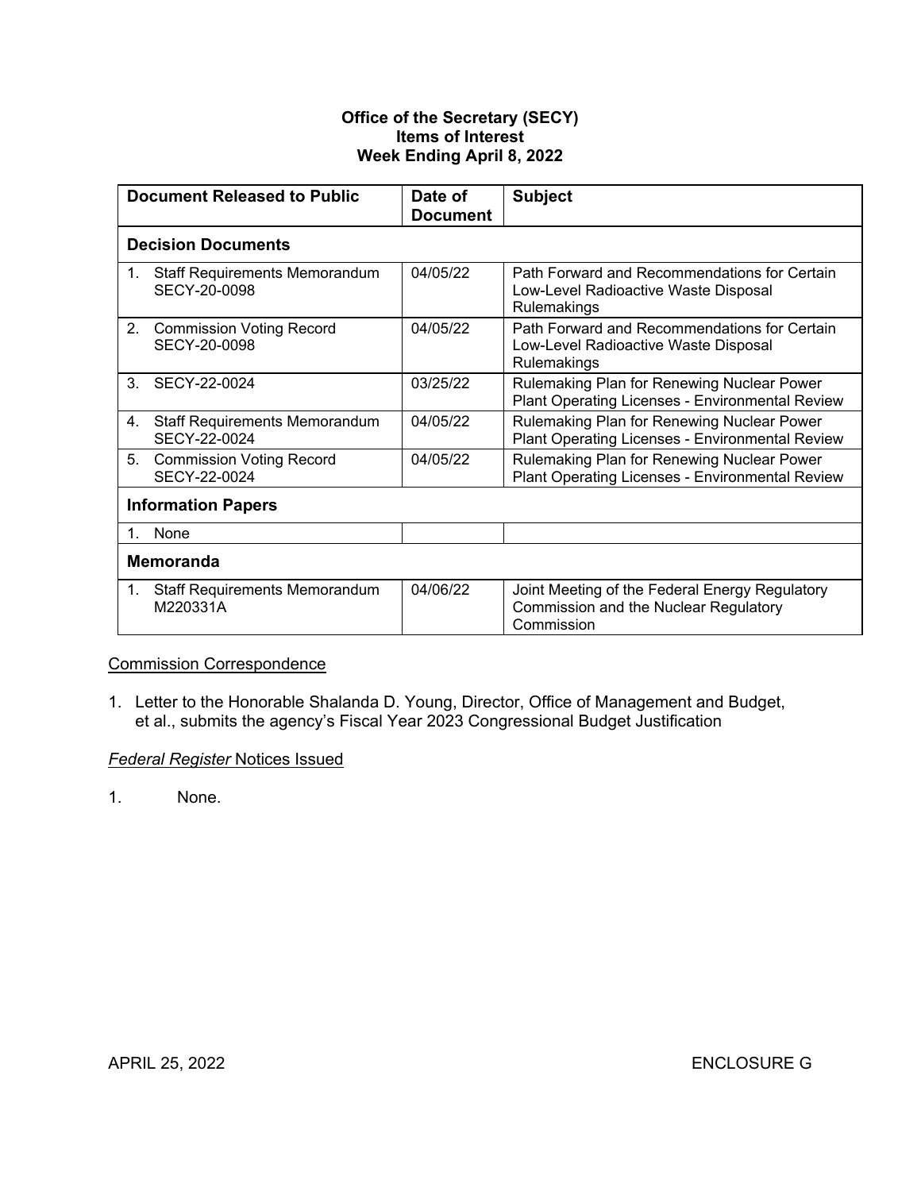**Office of the Secretary (SECY)**
**Items of Interest**
**Week Ending April 8, 2022**

| Document Released to Public | Date of Document | Subject |
|---|---|---|
| **Decision Documents** | | |
| 1. Staff Requirements Memorandum SECY-20-0098 | 04/05/22 | Path Forward and Recommendations for Certain Low-Level Radioactive Waste Disposal Rulemakings |
| 2. Commission Voting Record SECY-20-0098 | 04/05/22 | Path Forward and Recommendations for Certain Low-Level Radioactive Waste Disposal Rulemakings |
| 3. SECY-22-0024 | 03/25/22 | Rulemaking Plan for Renewing Nuclear Power Plant Operating Licenses - Environmental Review |
| 4. Staff Requirements Memorandum SECY-22-0024 | 04/05/22 | Rulemaking Plan for Renewing Nuclear Power Plant Operating Licenses - Environmental Review |
| 5. Commission Voting Record SECY-22-0024 | 04/05/22 | Rulemaking Plan for Renewing Nuclear Power Plant Operating Licenses - Environmental Review |
| **Information Papers** | | |
| 1. None | | |
| **Memoranda** | | |
| 1. Staff Requirements Memorandum M220331A | 04/06/22 | Joint Meeting of the Federal Energy Regulatory Commission and the Nuclear Regulatory Commission |

Commission Correspondence

1. Letter to the Honorable Shalanda D. Young, Director, Office of Management and Budget, et al., submits the agency's Fiscal Year 2023 Congressional Budget Justification

*Federal Register* Notices Issued

1. None.

APRIL 25, 2022 ENCLOSURE G